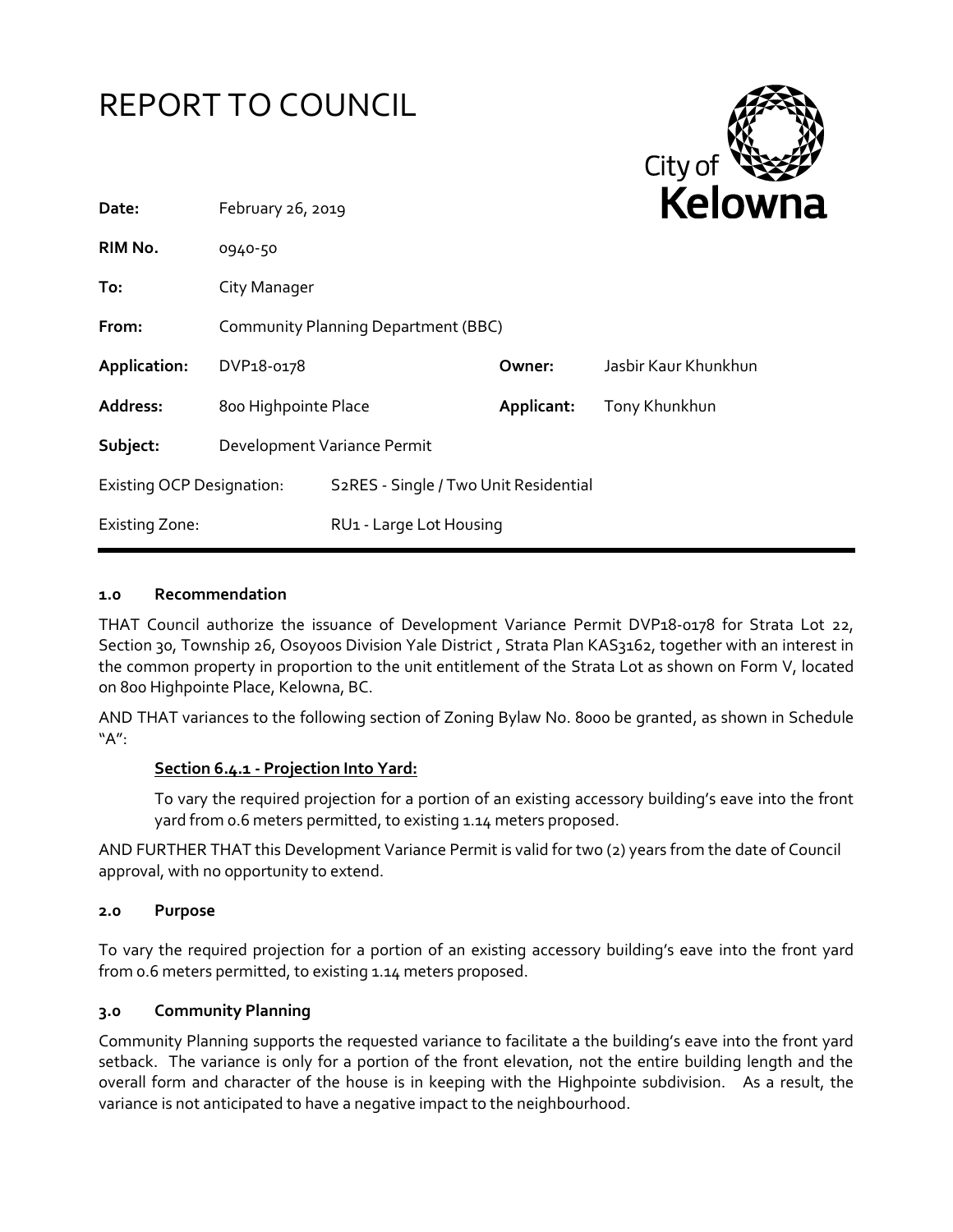# REPORT TO COUNCIL

City of **Kelowna**

| | | | |
|---|---|---|---|
| **Date:** | February 26, 2019 | | |
| **RIM No.** | 0940-50 | | |
| **To:** | City Manager | | |
| **From:** | Community Planning Department (BBC) | | |
| **Application:** | DVP18-0178 | **Owner:** | Jasbir Kaur Khunkhun |
| **Address:** | 800 Highpointe Place | **Applicant:** | Tony Khunkhun |
| **Subject:** | Development Variance Permit | | |
| Existing OCP Designation: | S2RES - Single / Two Unit Residential | | |
| Existing Zone: | RU1 - Large Lot Housing | | |

## 1.0 Recommendation

THAT Council authorize the issuance of Development Variance Permit DVP18-0178 for Strata Lot 22, Section 30, Township 26, Osoyoos Division Yale District , Strata Plan KAS3162, together with an interest in the common property in proportion to the unit entitlement of the Strata Lot as shown on Form V, located on 800 Highpointe Place, Kelowna, BC.

AND THAT variances to the following section of Zoning Bylaw No. 8000 be granted, as shown in Schedule "A":

**Section 6.4.1 - Projection Into Yard:**

To vary the required projection for a portion of an existing accessory building's eave into the front yard from 0.6 meters permitted, to existing 1.14 meters proposed.

AND FURTHER THAT this Development Variance Permit is valid for two (2) years from the date of Council approval, with no opportunity to extend.

## 2.0 Purpose

To vary the required projection for a portion of an existing accessory building's eave into the front yard from 0.6 meters permitted, to existing 1.14 meters proposed.

## 3.0 Community Planning

Community Planning supports the requested variance to facilitate a the building's eave into the front yard setback. The variance is only for a portion of the front elevation, not the entire building length and the overall form and character of the house is in keeping with the Highpointe subdivision. As a result, the variance is not anticipated to have a negative impact to the neighbourhood.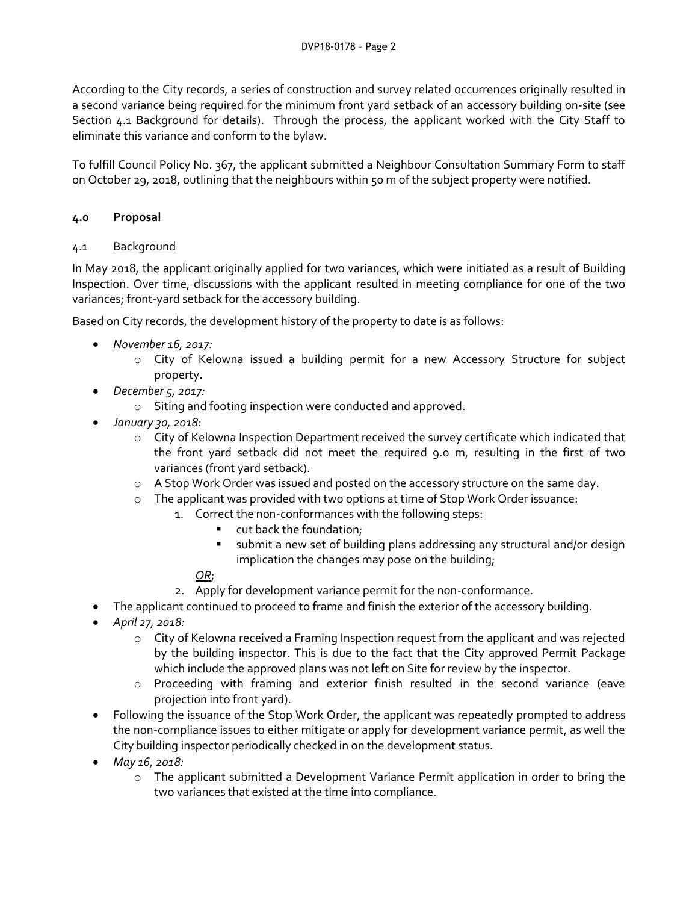According to the City records, a series of construction and survey related occurrences originally resulted in a second variance being required for the minimum front yard setback of an accessory building on-site (see Section 4.1 Background for details). Through the process, the applicant worked with the City Staff to eliminate this variance and conform to the bylaw.

To fulfill Council Policy No. 367, the applicant submitted a Neighbour Consultation Summary Form to staff on October 29, 2018, outlining that the neighbours within 50 m of the subject property were notified.

## 4.0 Proposal

### 4.1 Background

In May 2018, the applicant originally applied for two variances, which were initiated as a result of Building Inspection. Over time, discussions with the applicant resulted in meeting compliance for one of the two variances; front-yard setback for the accessory building.

Based on City records, the development history of the property to date is as follows:

- *November 16, 2017:*
  - City of Kelowna issued a building permit for a new Accessory Structure for subject property.
- *December 5, 2017:*
  - Siting and footing inspection were conducted and approved.
- *January 30, 2018:*
  - City of Kelowna Inspection Department received the survey certificate which indicated that the front yard setback did not meet the required 9.0 m, resulting in the first of two variances (front yard setback).
  - A Stop Work Order was issued and posted on the accessory structure on the same day.
  - The applicant was provided with two options at time of Stop Work Order issuance:
    1. Correct the non-conformances with the following steps:
       - cut back the foundation;
       - submit a new set of building plans addressing any structural and/or design implication the changes may pose on the building;

       *OR*;
    2. Apply for development variance permit for the non-conformance.
- The applicant continued to proceed to frame and finish the exterior of the accessory building.
- *April 27, 2018:*
  - City of Kelowna received a Framing Inspection request from the applicant and was rejected by the building inspector. This is due to the fact that the City approved Permit Package which include the approved plans was not left on Site for review by the inspector.
  - Proceeding with framing and exterior finish resulted in the second variance (eave projection into front yard).
- Following the issuance of the Stop Work Order, the applicant was repeatedly prompted to address the non-compliance issues to either mitigate or apply for development variance permit, as well the City building inspector periodically checked in on the development status.
- *May 16, 2018:*
  - The applicant submitted a Development Variance Permit application in order to bring the two variances that existed at the time into compliance.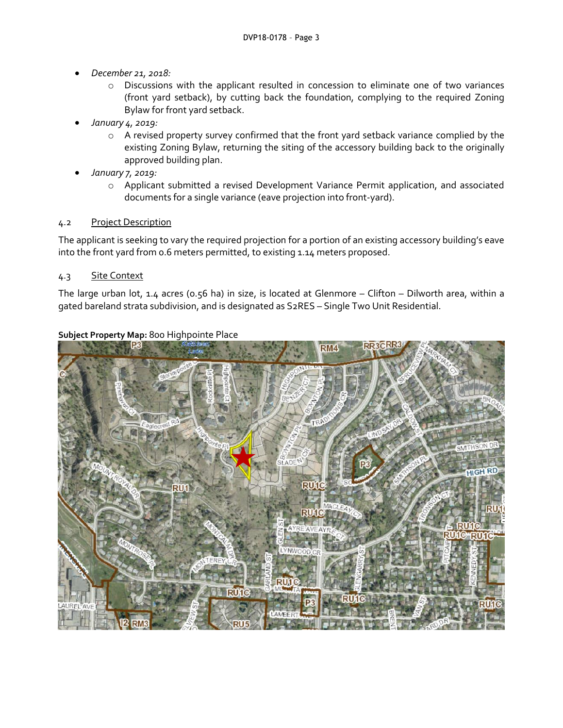- *December 21, 2018:*
  - Discussions with the applicant resulted in concession to eliminate one of two variances (front yard setback), by cutting back the foundation, complying to the required Zoning Bylaw for front yard setback.
- *January 4, 2019:*
  - A revised property survey confirmed that the front yard setback variance complied by the existing Zoning Bylaw, returning the siting of the accessory building back to the originally approved building plan.
- *January 7, 2019:*
  - Applicant submitted a revised Development Variance Permit application, and associated documents for a single variance (eave projection into front-yard).

### 4.2 Project Description

The applicant is seeking to vary the required projection for a portion of an existing accessory building's eave into the front yard from 0.6 meters permitted, to existing 1.14 meters proposed.

### 4.3 Site Context

The large urban lot, 1.4 acres (0.56 ha) in size, is located at Glenmore – Clifton – Dilworth area, within a gated bareland strata subdivision, and is designated as S2RES – Single Two Unit Residential.

**Subject Property Map:** 800 Highpointe Place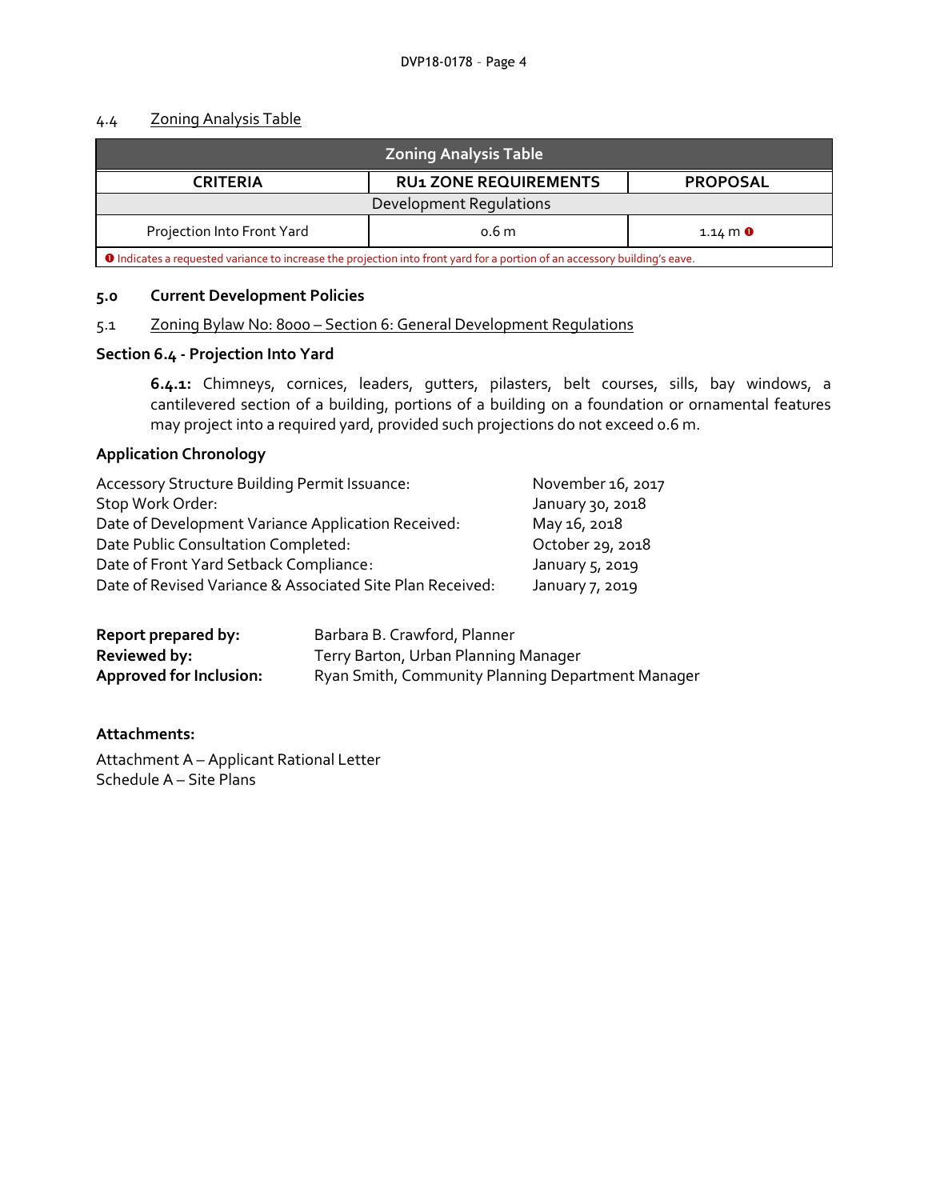### 4.4 Zoning Analysis Table

| Zoning Analysis Table | | |
|---|---|---|
| **CRITERIA** | **RU1 ZONE REQUIREMENTS** | **PROPOSAL** |
| Development Regulations | | |
| Projection Into Front Yard | 0.6 m | 1.14 m ❶ |
| ❶ Indicates a requested variance to increase the projection into front yard for a portion of an accessory building's eave. | | |

## 5.0 Current Development Policies

### 5.1 Zoning Bylaw No: 8000 – Section 6: General Development Regulations

**Section 6.4 - Projection Into Yard**

**6.4.1:** Chimneys, cornices, leaders, gutters, pilasters, belt courses, sills, bay windows, a cantilevered section of a building, portions of a building on a foundation or ornamental features may project into a required yard, provided such projections do not exceed 0.6 m.

**Application Chronology**

| | |
|---|---|
| Accessory Structure Building Permit Issuance: | November 16, 2017 |
| Stop Work Order: | January 30, 2018 |
| Date of Development Variance Application Received: | May 16, 2018 |
| Date Public Consultation Completed: | October 29, 2018 |
| Date of Front Yard Setback Compliance: | January 5, 2019 |
| Date of Revised Variance & Associated Site Plan Received: | January 7, 2019 |

**Report prepared by:** Barbara B. Crawford, Planner
**Reviewed by:** Terry Barton, Urban Planning Manager
**Approved for Inclusion:** Ryan Smith, Community Planning Department Manager

**Attachments:**

Attachment A – Applicant Rational Letter
Schedule A – Site Plans